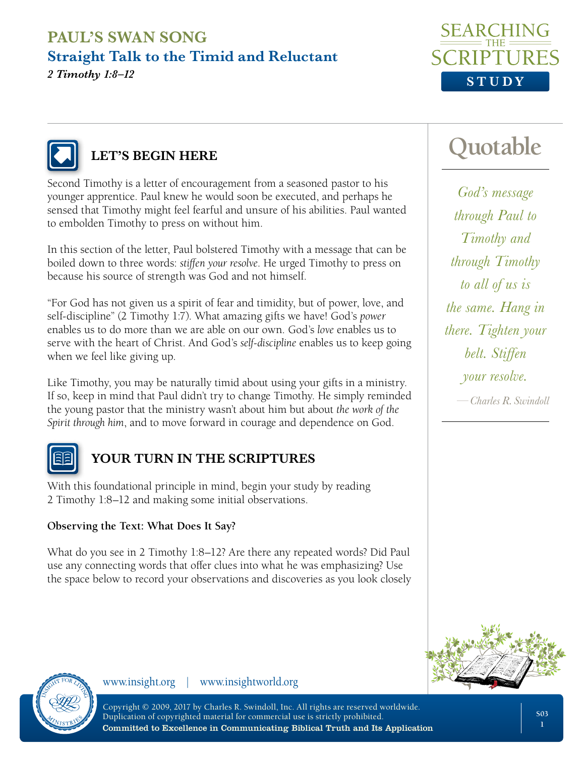# PAUL'S SWAN SONG

## Straight Talk to the Timid and Reluctant

***2 Timothy 1:8–12***

## LET'S BEGIN HERE

Second Timothy is a letter of encouragement from a seasoned pastor to his younger apprentice. Paul knew he would soon be executed, and perhaps he sensed that Timothy might feel fearful and unsure of his abilities. Paul wanted to embolden Timothy to press on without him.

In this section of the letter, Paul bolstered Timothy with a message that can be boiled down to three words: *stiffen your resolve*. He urged Timothy to press on because his source of strength was God and not himself.

"For God has not given us a spirit of fear and timidity, but of power, love, and self-discipline" (2 Timothy 1:7). What amazing gifts we have! God's *power* enables us to do more than we are able on our own. God's *love* enables us to serve with the heart of Christ. And God's *self-discipline* enables us to keep going when we feel like giving up.

Like Timothy, you may be naturally timid about using your gifts in a ministry. If so, keep in mind that Paul didn't try to change Timothy. He simply reminded the young pastor that the ministry wasn't about him but about *the work of the Spirit through him*, and to move forward in courage and dependence on God.

### Quotable

*God's message through Paul to Timothy and through Timothy to all of us is the same. Hang in there. Tighten your belt. Stiffen your resolve.*

*—Charles R. Swindoll*

## YOUR TURN IN THE SCRIPTURES

With this foundational principle in mind, begin your study by reading 2 Timothy 1:8–12 and making some initial observations.

**Observing the Text: What Does It Say?**

What do you see in 2 Timothy 1:8–12? Are there any repeated words? Did Paul use any connecting words that offer clues into what he was emphasizing? Use the space below to record your observations and discoveries as you look closely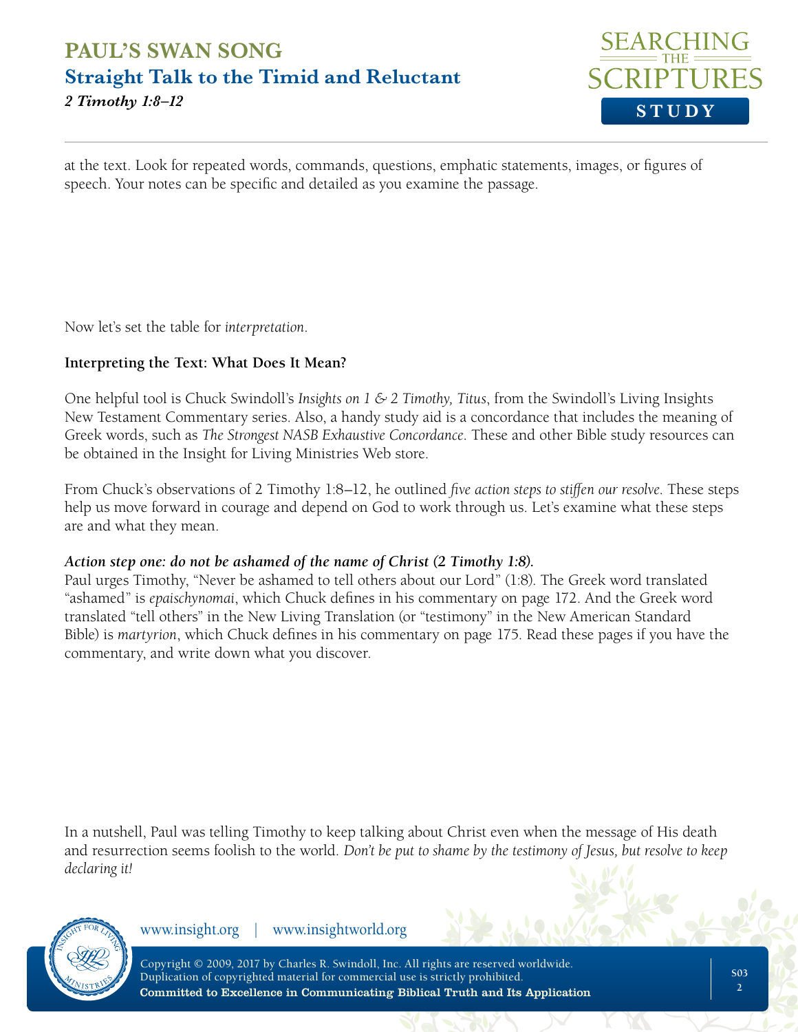at the text. Look for repeated words, commands, questions, emphatic statements, images, or figures of speech. Your notes can be specific and detailed as you examine the passage.

Now let's set the table for *interpretation*.

**Interpreting the Text: What Does It Mean?**

One helpful tool is Chuck Swindoll's *Insights on 1 & 2 Timothy, Titus*, from the Swindoll's Living Insights New Testament Commentary series. Also, a handy study aid is a concordance that includes the meaning of Greek words, such as *The Strongest NASB Exhaustive Concordance*. These and other Bible study resources can be obtained in the Insight for Living Ministries Web store.

From Chuck's observations of 2 Timothy 1:8–12, he outlined *five action steps to stiffen our resolve*. These steps help us move forward in courage and depend on God to work through us. Let's examine what these steps are and what they mean.

***Action step one: do not be ashamed of the name of Christ (2 Timothy 1:8).***

Paul urges Timothy, "Never be ashamed to tell others about our Lord" (1:8). The Greek word translated "ashamed" is *epaischynomai*, which Chuck defines in his commentary on page 172. And the Greek word translated "tell others" in the New Living Translation (or "testimony" in the New American Standard Bible) is *martyrion*, which Chuck defines in his commentary on page 175. Read these pages if you have the commentary, and write down what you discover.

In a nutshell, Paul was telling Timothy to keep talking about Christ even when the message of His death and resurrection seems foolish to the world. *Don't be put to shame by the testimony of Jesus, but resolve to keep declaring it!*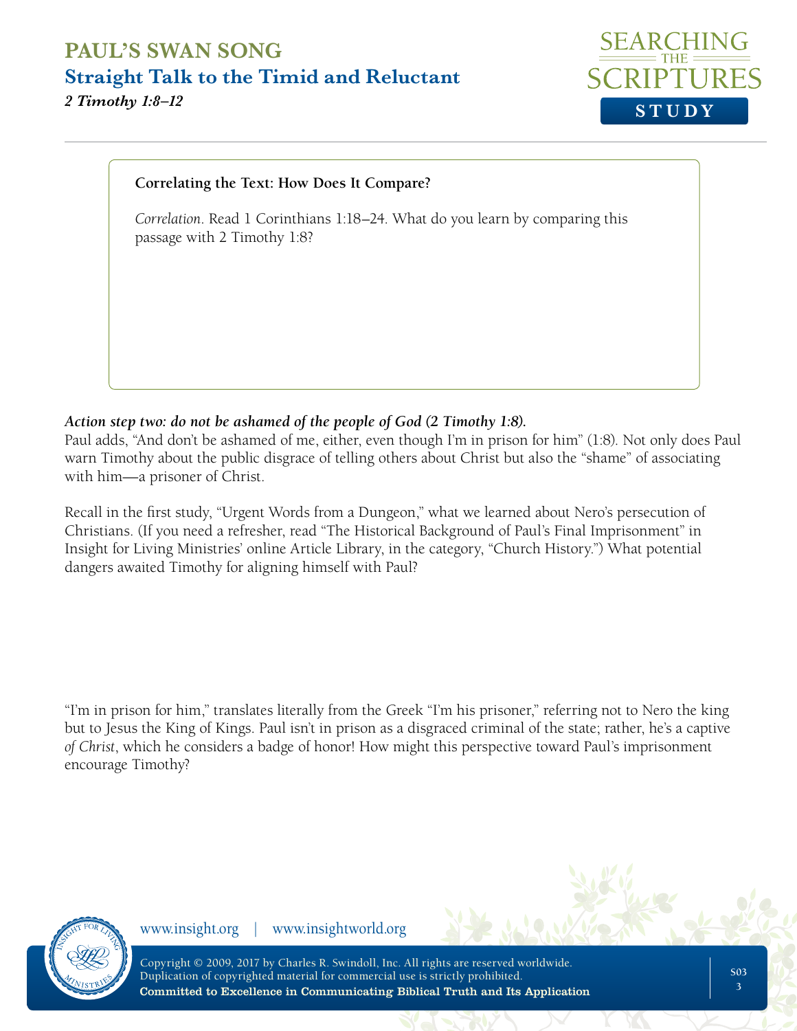**Correlating the Text: How Does It Compare?**

*Correlation*. Read 1 Corinthians 1:18–24. What do you learn by comparing this passage with 2 Timothy 1:8?

***Action step two: do not be ashamed of the people of God (2 Timothy 1:8).***

Paul adds, "And don't be ashamed of me, either, even though I'm in prison for him" (1:8). Not only does Paul warn Timothy about the public disgrace of telling others about Christ but also the "shame" of associating with him—a prisoner of Christ.

Recall in the first study, "Urgent Words from a Dungeon," what we learned about Nero's persecution of Christians. (If you need a refresher, read "The Historical Background of Paul's Final Imprisonment" in Insight for Living Ministries' online Article Library, in the category, "Church History.") What potential dangers awaited Timothy for aligning himself with Paul?

"I'm in prison for him," translates literally from the Greek "I'm his prisoner," referring not to Nero the king but to Jesus the King of Kings. Paul isn't in prison as a disgraced criminal of the state; rather, he's a captive *of Christ*, which he considers a badge of honor! How might this perspective toward Paul's imprisonment encourage Timothy?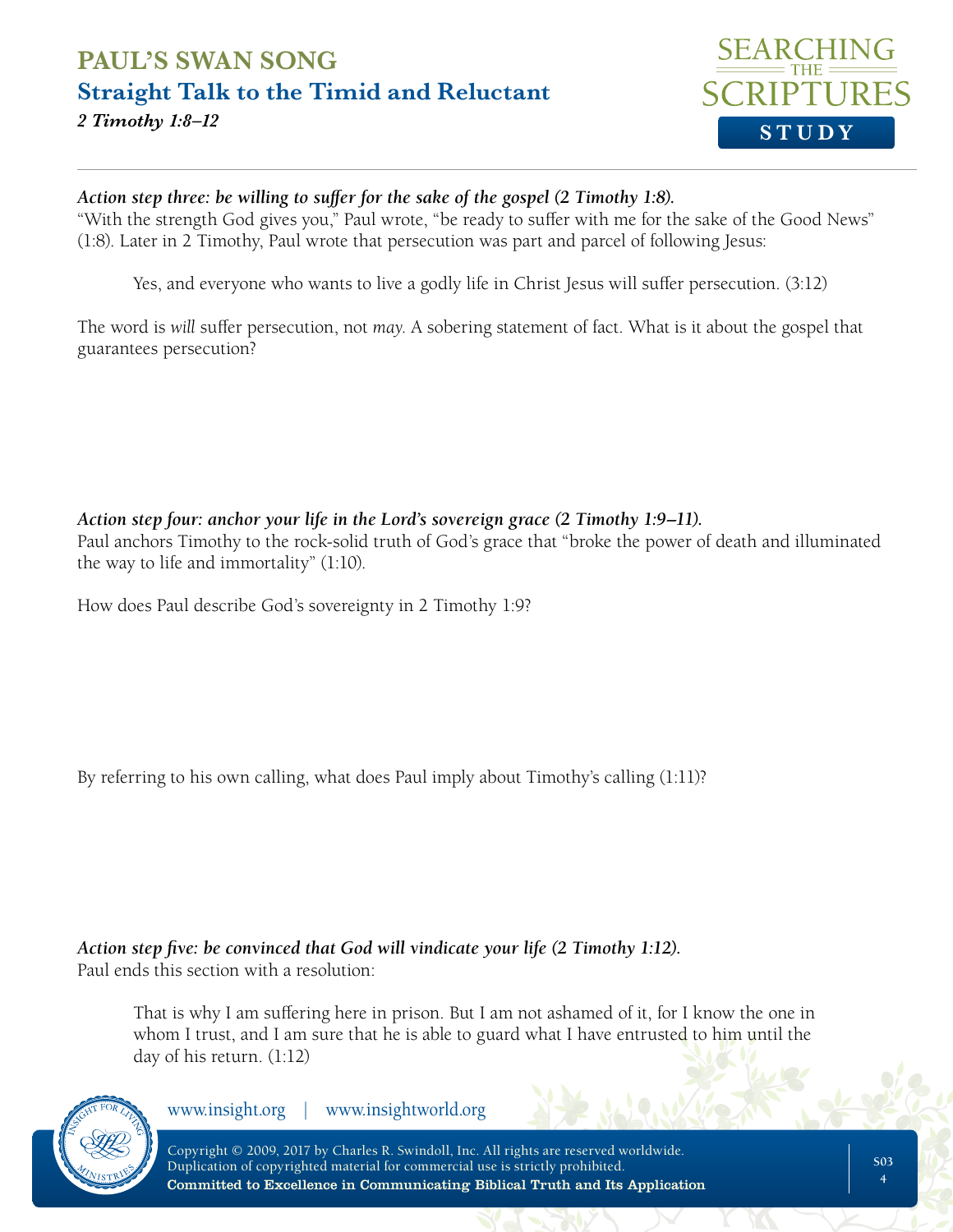*Action step three: be willing to suffer for the sake of the gospel (2 Timothy 1:8).*
"With the strength God gives you," Paul wrote, "be ready to suffer with me for the sake of the Good News" (1:8). Later in 2 Timothy, Paul wrote that persecution was part and parcel of following Jesus:

> Yes, and everyone who wants to live a godly life in Christ Jesus will suffer persecution. (3:12)

The word is *will* suffer persecution, not *may*. A sobering statement of fact. What is it about the gospel that guarantees persecution?

*Action step four: anchor your life in the Lord's sovereign grace (2 Timothy 1:9–11).*
Paul anchors Timothy to the rock-solid truth of God's grace that "broke the power of death and illuminated the way to life and immortality" (1:10).

How does Paul describe God's sovereignty in 2 Timothy 1:9?

By referring to his own calling, what does Paul imply about Timothy's calling (1:11)?

*Action step five: be convinced that God will vindicate your life (2 Timothy 1:12).*
Paul ends this section with a resolution:

> That is why I am suffering here in prison. But I am not ashamed of it, for I know the one in whom I trust, and I am sure that he is able to guard what I have entrusted to him until the day of his return. (1:12)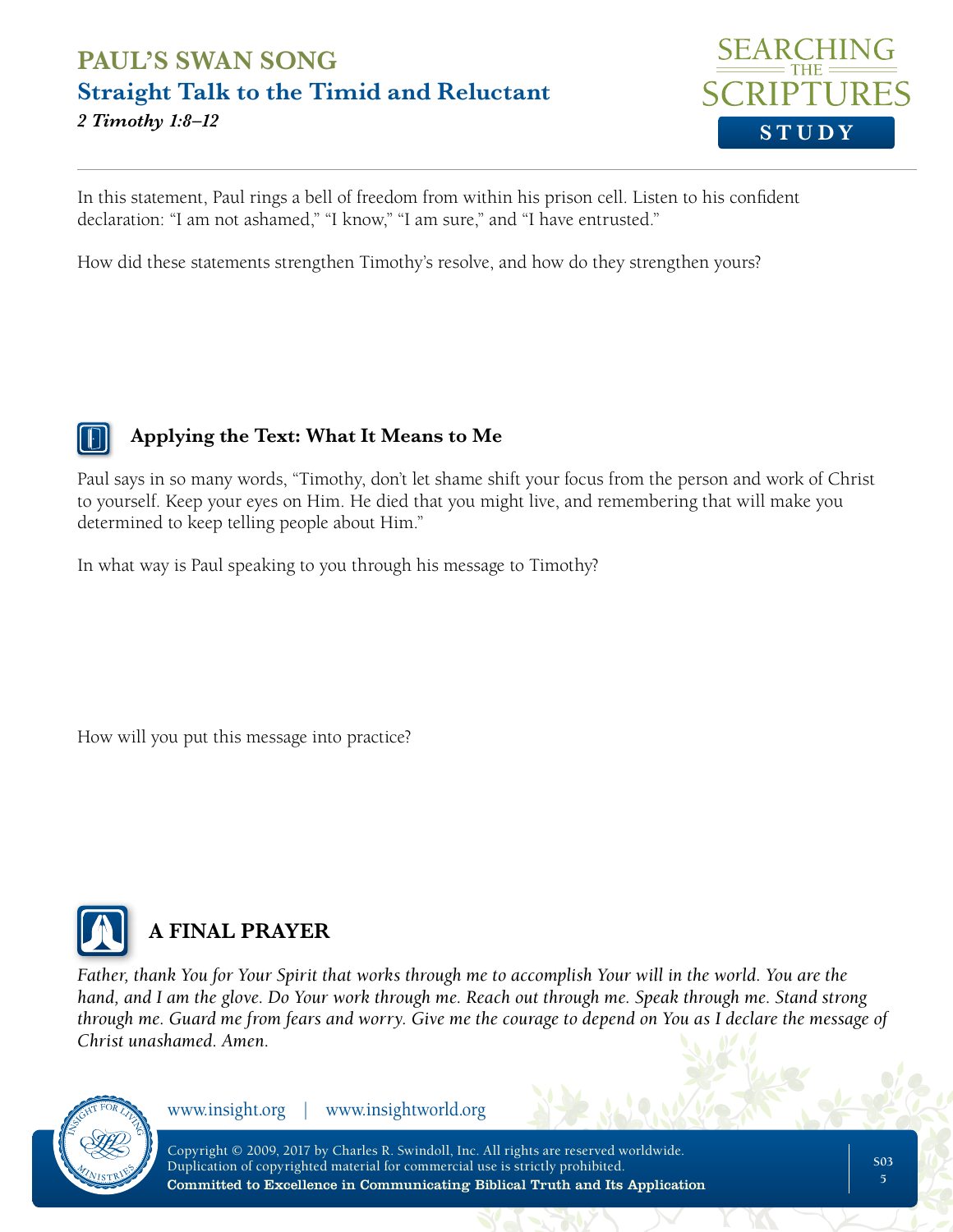In this statement, Paul rings a bell of freedom from within his prison cell. Listen to his confident declaration: "I am not ashamed," "I know," "I am sure," and "I have entrusted."

How did these statements strengthen Timothy's resolve, and how do they strengthen yours?

### Applying the Text: What It Means to Me

Paul says in so many words, "Timothy, don't let shame shift your focus from the person and work of Christ to yourself. Keep your eyes on Him. He died that you might live, and remembering that will make you determined to keep telling people about Him."

In what way is Paul speaking to you through his message to Timothy?

How will you put this message into practice?

## A FINAL PRAYER

*Father, thank You for Your Spirit that works through me to accomplish Your will in the world. You are the hand, and I am the glove. Do Your work through me. Reach out through me. Speak through me. Stand strong through me. Guard me from fears and worry. Give me the courage to depend on You as I declare the message of Christ unashamed. Amen.*

www.insight.org | www.insightworld.org

Copyright © 2009, 2017 by Charles R. Swindoll, Inc. All rights are reserved worldwide. Duplication of copyrighted material for commercial use is strictly prohibited.
**Committed to Excellence in Communicating Biblical Truth and Its Application**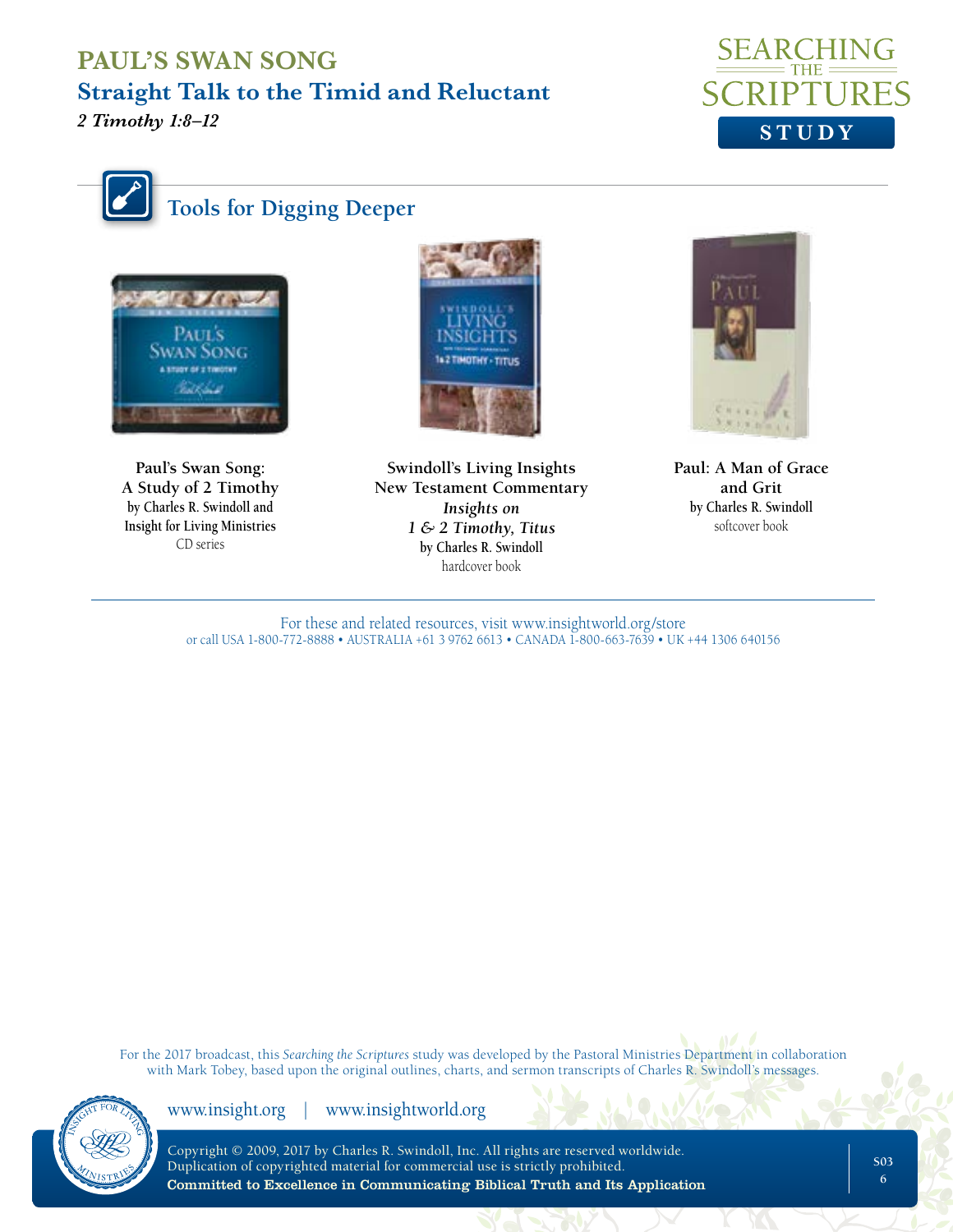# PAUL'S SWAN SONG

## Straight Talk to the Timid and Reluctant

*2 Timothy 1:8–12*

### Tools for Digging Deeper

**Paul's Swan Song: A Study of 2 Timothy**
by Charles R. Swindoll and Insight for Living Ministries
CD series

**Swindoll's Living Insights New Testament Commentary *Insights on 1 & 2 Timothy, Titus***
by Charles R. Swindoll
hardcover book

**Paul: A Man of Grace and Grit**
by Charles R. Swindoll
softcover book

For these and related resources, visit www.insightworld.org/store
or call USA 1-800-772-8888 • AUSTRALIA +61 3 9762 6613 • CANADA 1-800-663-7639 • UK +44 1306 640156

For the 2017 broadcast, this *Searching the Scriptures* study was developed by the Pastoral Ministries Department in collaboration with Mark Tobey, based upon the original outlines, charts, and sermon transcripts of Charles R. Swindoll's messages.

www.insight.org | www.insightworld.org

Copyright © 2009, 2017 by Charles R. Swindoll, Inc. All rights are reserved worldwide.
Duplication of copyrighted material for commercial use is strictly prohibited.
**Committed to Excellence in Communicating Biblical Truth and Its Application**